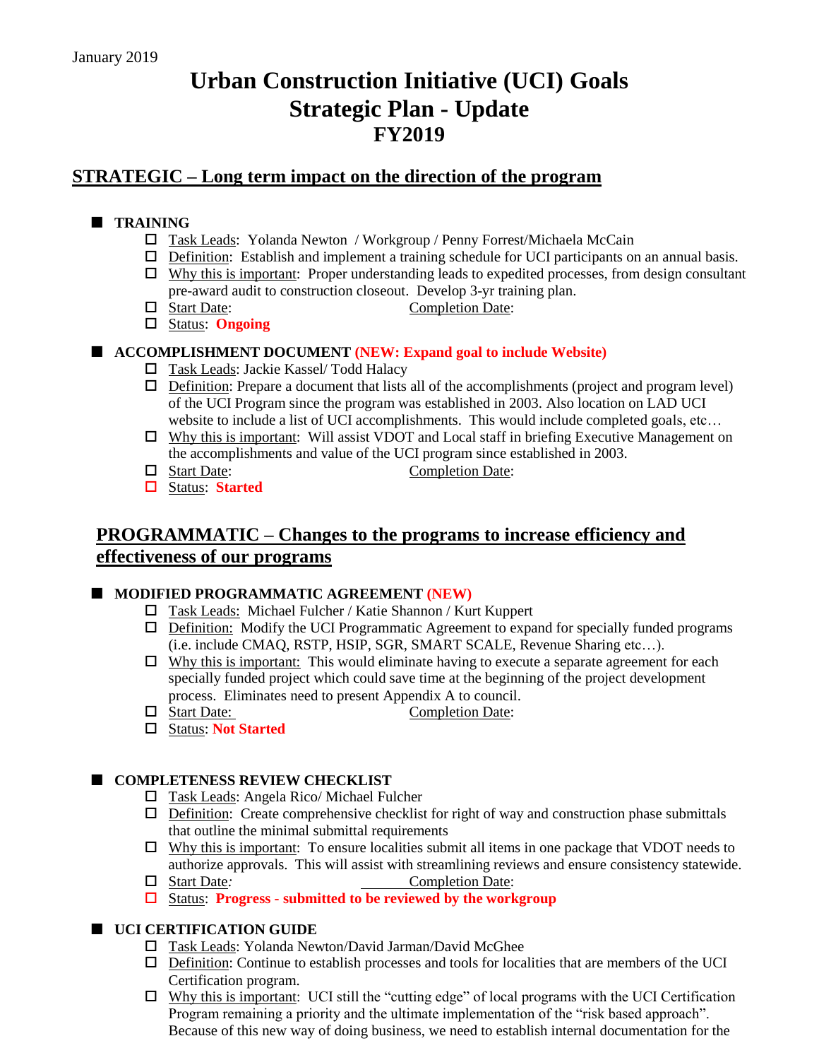January 2019

# Urban Construction Initiative (UCI) Goals
# Strategic Plan - Update
## FY2019

## STRATEGIC – Long term impact on the direction of the program

### TRAINING

- Task Leads: Yolanda Newton / Workgroup / Penny Forrest/Michaela McCain
- Definition: Establish and implement a training schedule for UCI participants on an annual basis.
- Why this is important: Proper understanding leads to expedited processes, from design consultant pre-award audit to construction closeout. Develop 3-yr training plan.
- Start Date: Completion Date:
- Status: **Ongoing**

### ACCOMPLISHMENT DOCUMENT **(NEW: Expand goal to include Website)**

- Task Leads: Jackie Kassel/ Todd Halacy
- Definition: Prepare a document that lists all of the accomplishments (project and program level) of the UCI Program since the program was established in 2003. Also location on LAD UCI website to include a list of UCI accomplishments. This would include completed goals, etc…
- Why this is important: Will assist VDOT and Local staff in briefing Executive Management on the accomplishments and value of the UCI program since established in 2003.
- Start Date: Completion Date:
- Status: **Started**

## PROGRAMMATIC – Changes to the programs to increase efficiency and effectiveness of our programs

### MODIFIED PROGRAMMATIC AGREEMENT **(NEW)**

- Task Leads: Michael Fulcher / Katie Shannon / Kurt Kuppert
- Definition: Modify the UCI Programmatic Agreement to expand for specially funded programs (i.e. include CMAQ, RSTP, HSIP, SGR, SMART SCALE, Revenue Sharing etc…).
- Why this is important: This would eliminate having to execute a separate agreement for each specially funded project which could save time at the beginning of the project development process. Eliminates need to present Appendix A to council.
- Start Date: Completion Date:
- Status: **Not Started**

### COMPLETENESS REVIEW CHECKLIST

- Task Leads: Angela Rico/ Michael Fulcher
- Definition: Create comprehensive checklist for right of way and construction phase submittals that outline the minimal submittal requirements
- Why this is important: To ensure localities submit all items in one package that VDOT needs to authorize approvals. This will assist with streamlining reviews and ensure consistency statewide.
- Start Date: Completion Date:
- Status: **Progress - submitted to be reviewed by the workgroup**

### UCI CERTIFICATION GUIDE

- Task Leads: Yolanda Newton/David Jarman/David McGhee
- Definition: Continue to establish processes and tools for localities that are members of the UCI Certification program.
- Why this is important: UCI still the "cutting edge" of local programs with the UCI Certification Program remaining a priority and the ultimate implementation of the "risk based approach". Because of this new way of doing business, we need to establish internal documentation for the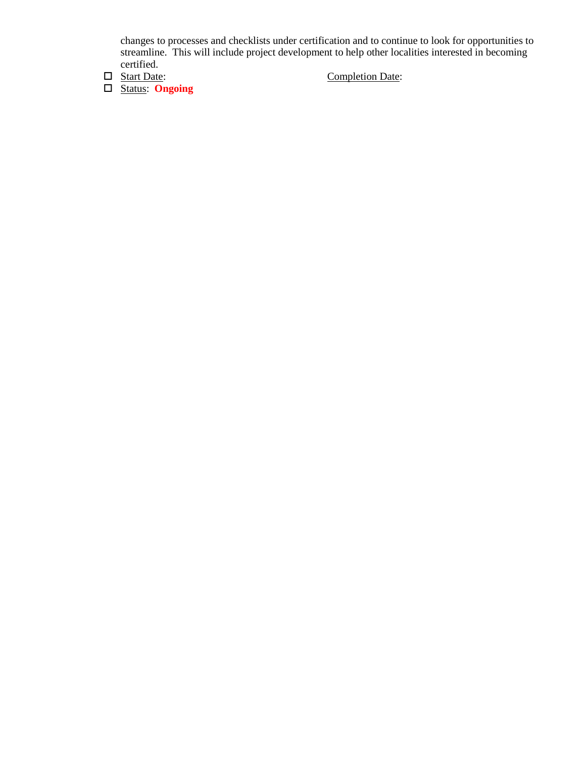changes to processes and checklists under certification and to continue to look for opportunities to streamline. This will include project development to help other localities interested in becoming certified.

- ☐ Start Date: Completion Date:
- ☐ Status: **Ongoing**